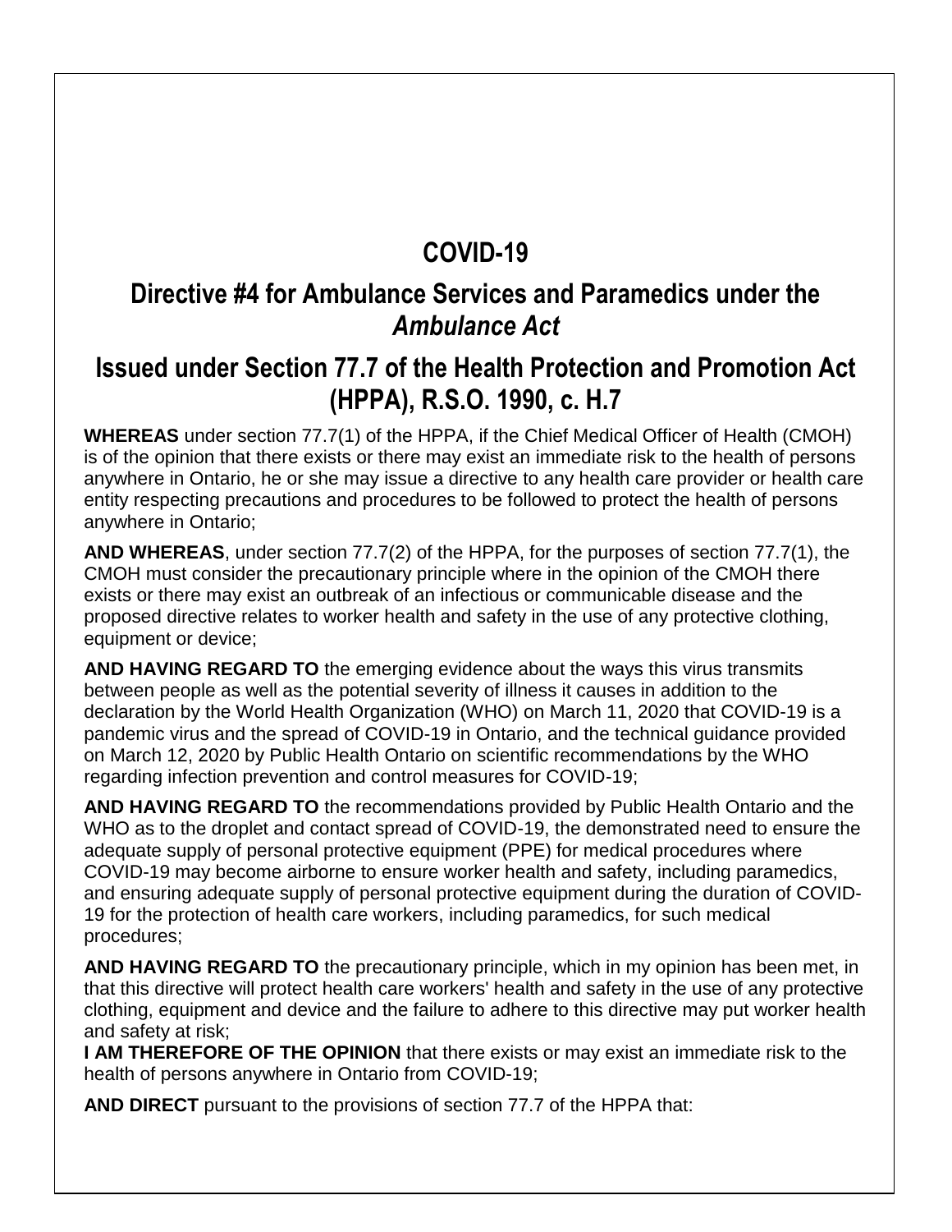# COVID-19

## Directive #4 for Ambulance Services and Paramedics under the *Ambulance Act*

## Issued under Section 77.7 of the Health Protection and Promotion Act (HPPA), R.S.O. 1990, c. H.7

**WHEREAS** under section 77.7(1) of the HPPA, if the Chief Medical Officer of Health (CMOH) is of the opinion that there exists or there may exist an immediate risk to the health of persons anywhere in Ontario, he or she may issue a directive to any health care provider or health care entity respecting precautions and procedures to be followed to protect the health of persons anywhere in Ontario;

**AND WHEREAS**, under section 77.7(2) of the HPPA, for the purposes of section 77.7(1), the CMOH must consider the precautionary principle where in the opinion of the CMOH there exists or there may exist an outbreak of an infectious or communicable disease and the proposed directive relates to worker health and safety in the use of any protective clothing, equipment or device;

**AND HAVING REGARD TO** the emerging evidence about the ways this virus transmits between people as well as the potential severity of illness it causes in addition to the declaration by the World Health Organization (WHO) on March 11, 2020 that COVID-19 is a pandemic virus and the spread of COVID-19 in Ontario, and the technical guidance provided on March 12, 2020 by Public Health Ontario on scientific recommendations by the WHO regarding infection prevention and control measures for COVID-19;

**AND HAVING REGARD TO** the recommendations provided by Public Health Ontario and the WHO as to the droplet and contact spread of COVID-19, the demonstrated need to ensure the adequate supply of personal protective equipment (PPE) for medical procedures where COVID-19 may become airborne to ensure worker health and safety, including paramedics, and ensuring adequate supply of personal protective equipment during the duration of COVID-19 for the protection of health care workers, including paramedics, for such medical procedures;

**AND HAVING REGARD TO** the precautionary principle, which in my opinion has been met, in that this directive will protect health care workers' health and safety in the use of any protective clothing, equipment and device and the failure to adhere to this directive may put worker health and safety at risk;

**I AM THEREFORE OF THE OPINION** that there exists or may exist an immediate risk to the health of persons anywhere in Ontario from COVID-19;

**AND DIRECT** pursuant to the provisions of section 77.7 of the HPPA that: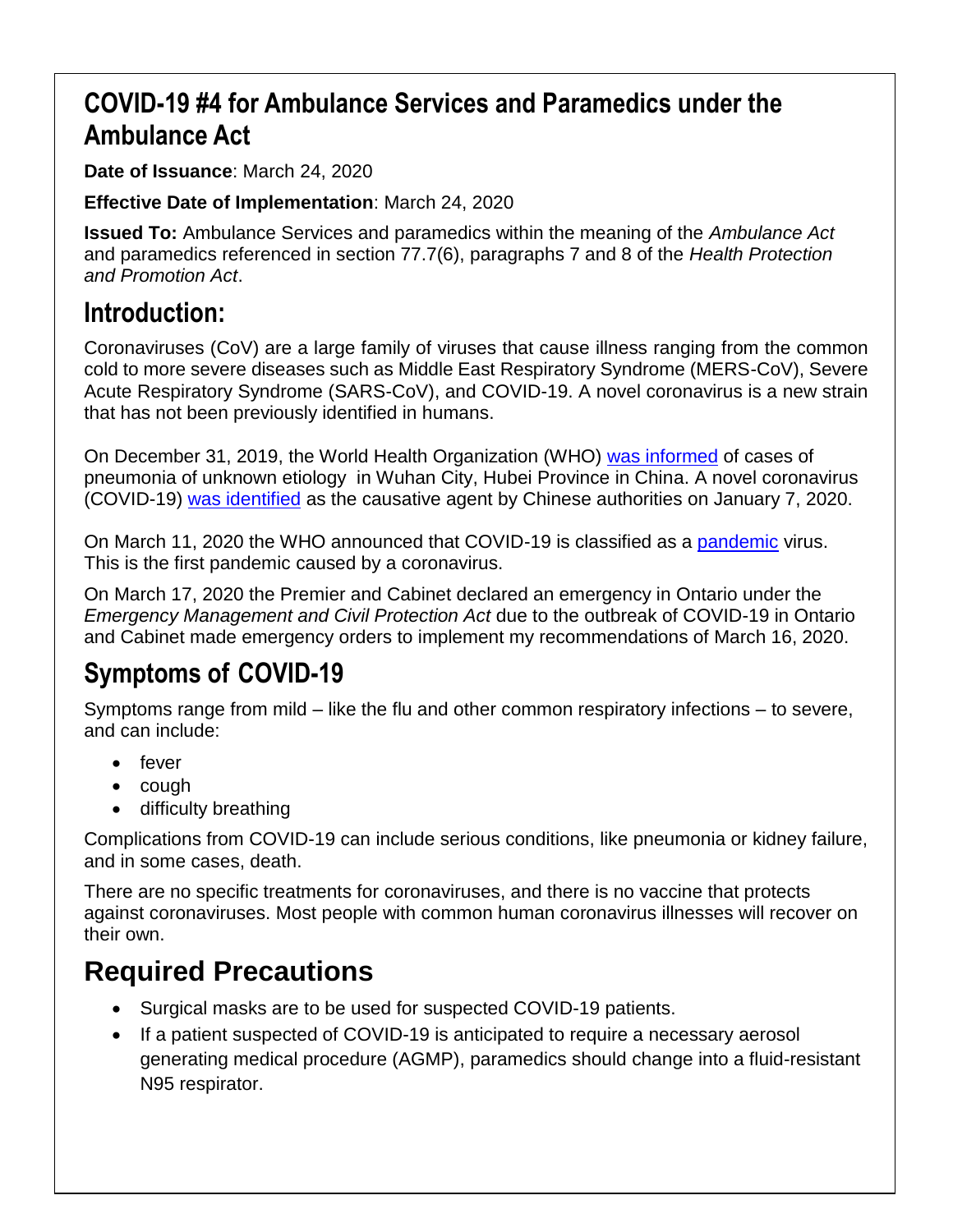## COVID-19 #4 for Ambulance Services and Paramedics under the Ambulance Act

**Date of Issuance**: March 24, 2020

**Effective Date of Implementation**: March 24, 2020

**Issued To:** Ambulance Services and paramedics within the meaning of the *Ambulance Act* and paramedics referenced in section 77.7(6), paragraphs 7 and 8 of the *Health Protection and Promotion Act*.

## Introduction:

Coronaviruses (CoV) are a large family of viruses that cause illness ranging from the common cold to more severe diseases such as Middle East Respiratory Syndrome (MERS-CoV), Severe Acute Respiratory Syndrome (SARS-CoV), and COVID-19. A novel coronavirus is a new strain that has not been previously identified in humans.

On December 31, 2019, the World Health Organization (WHO) was informed of cases of pneumonia of unknown etiology in Wuhan City, Hubei Province in China. A novel coronavirus (COVID-19) was identified as the causative agent by Chinese authorities on January 7, 2020.

On March 11, 2020 the WHO announced that COVID-19 is classified as a pandemic virus. This is the first pandemic caused by a coronavirus.

On March 17, 2020 the Premier and Cabinet declared an emergency in Ontario under the *Emergency Management and Civil Protection Act* due to the outbreak of COVID-19 in Ontario and Cabinet made emergency orders to implement my recommendations of March 16, 2020.

## Symptoms of COVID-19

Symptoms range from mild – like the flu and other common respiratory infections – to severe, and can include:

- fever
- cough
- difficulty breathing

Complications from COVID-19 can include serious conditions, like pneumonia or kidney failure, and in some cases, death.

There are no specific treatments for coronaviruses, and there is no vaccine that protects against coronaviruses. Most people with common human coronavirus illnesses will recover on their own.

## Required Precautions

- Surgical masks are to be used for suspected COVID-19 patients.
- If a patient suspected of COVID-19 is anticipated to require a necessary aerosol generating medical procedure (AGMP), paramedics should change into a fluid-resistant N95 respirator.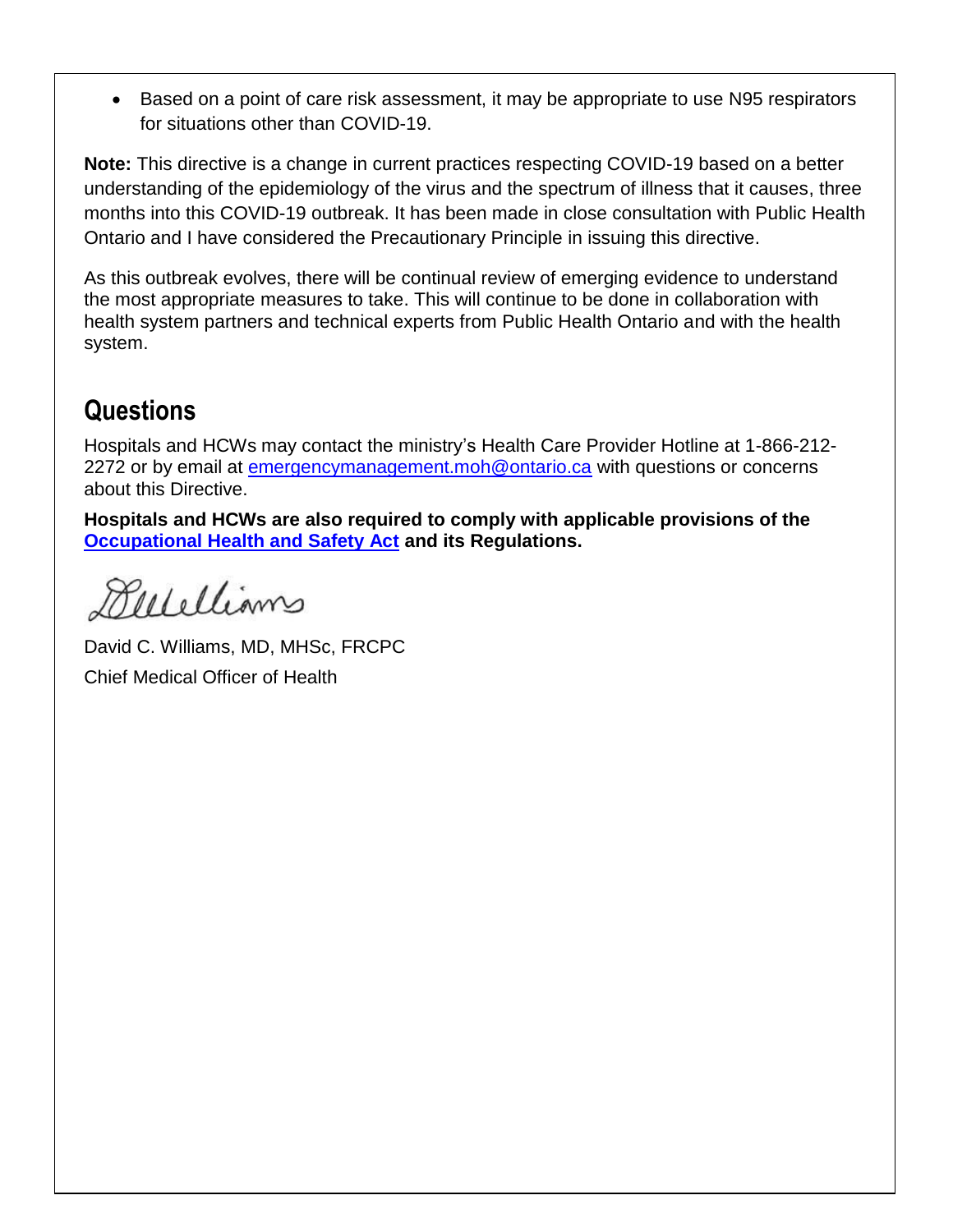- Based on a point of care risk assessment, it may be appropriate to use N95 respirators for situations other than COVID-19.

**Note:** This directive is a change in current practices respecting COVID-19 based on a better understanding of the epidemiology of the virus and the spectrum of illness that it causes, three months into this COVID-19 outbreak. It has been made in close consultation with Public Health Ontario and I have considered the Precautionary Principle in issuing this directive.

As this outbreak evolves, there will be continual review of emerging evidence to understand the most appropriate measures to take. This will continue to be done in collaboration with health system partners and technical experts from Public Health Ontario and with the health system.

## Questions

Hospitals and HCWs may contact the ministry's Health Care Provider Hotline at 1-866-212-2272 or by email at emergencymanagement.moh@ontario.ca with questions or concerns about this Directive.

**Hospitals and HCWs are also required to comply with applicable provisions of the Occupational Health and Safety Act and its Regulations.**

David C. Williams, MD, MHSc, FRCPC

Chief Medical Officer of Health